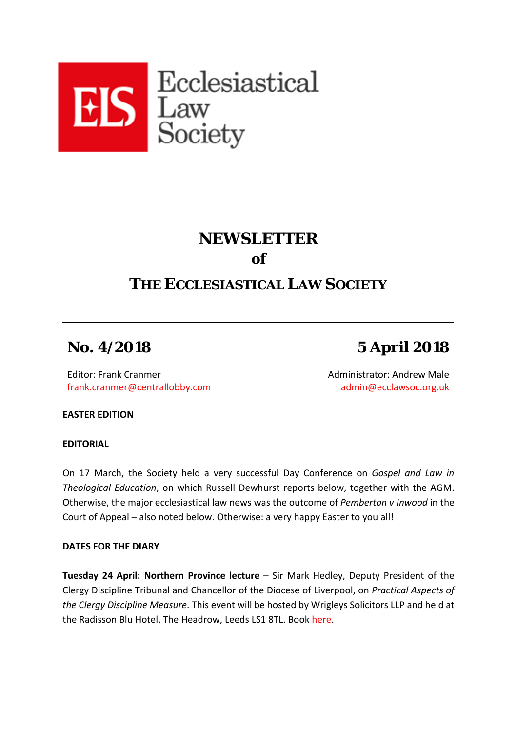Ecclesiastical Law Society

# NEWSLETTER
# of
# THE ECCLESIASTICAL LAW SOCIETY

---

## No. 4/2018

## 5 April 2018

Editor: Frank Cranmer
frank.cranmer@centrallobby.com

Administrator: Andrew Male
admin@ecclawsoc.org.uk

**EASTER EDITION**

**EDITORIAL**

On 17 March, the Society held a very successful Day Conference on *Gospel and Law in Theological Education*, on which Russell Dewhurst reports below, together with the AGM. Otherwise, the major ecclesiastical law news was the outcome of *Pemberton v Inwood* in the Court of Appeal – also noted below. Otherwise: a very happy Easter to you all!

**DATES FOR THE DIARY**

**Tuesday 24 April: Northern Province lecture** – Sir Mark Hedley, Deputy President of the Clergy Discipline Tribunal and Chancellor of the Diocese of Liverpool, on *Practical Aspects of the Clergy Discipline Measure*. This event will be hosted by Wrigleys Solicitors LLP and held at the Radisson Blu Hotel, The Headrow, Leeds LS1 8TL. Book here.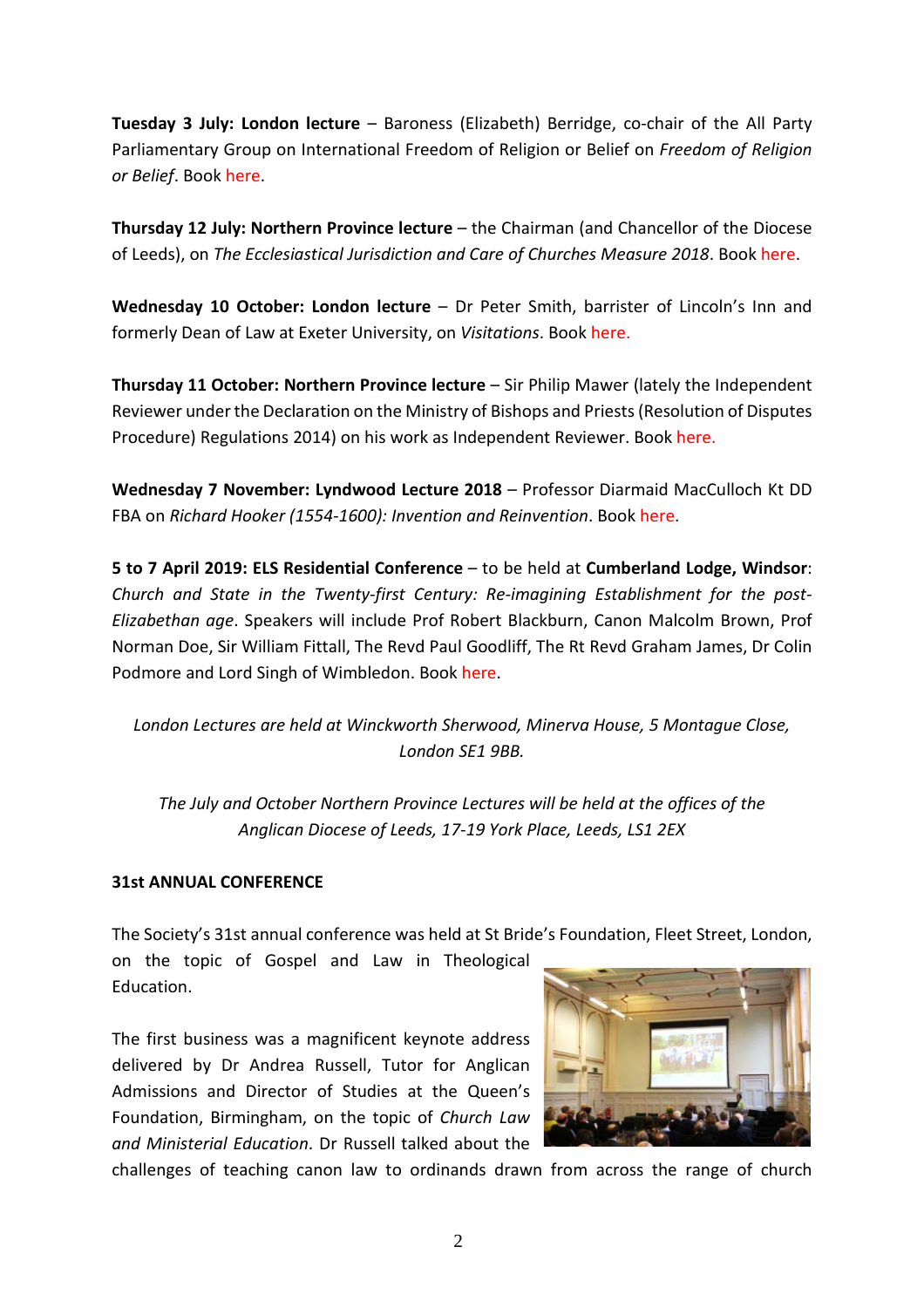**Tuesday 3 July: London lecture** – Baroness (Elizabeth) Berridge, co-chair of the All Party Parliamentary Group on International Freedom of Religion or Belief on *Freedom of Religion or Belief*. Book here.

**Thursday 12 July: Northern Province lecture** – the Chairman (and Chancellor of the Diocese of Leeds), on *The Ecclesiastical Jurisdiction and Care of Churches Measure 2018*. Book here.

**Wednesday 10 October: London lecture** – Dr Peter Smith, barrister of Lincoln's Inn and formerly Dean of Law at Exeter University, on *Visitations*. Book here.

**Thursday 11 October: Northern Province lecture** – Sir Philip Mawer (lately the Independent Reviewer under the Declaration on the Ministry of Bishops and Priests (Resolution of Disputes Procedure) Regulations 2014) on his work as Independent Reviewer. Book here.

**Wednesday 7 November: Lyndwood Lecture 2018** – Professor Diarmaid MacCulloch Kt DD FBA on *Richard Hooker (1554-1600): Invention and Reinvention*. Book here.

**5 to 7 April 2019: ELS Residential Conference** – to be held at **Cumberland Lodge, Windsor**: *Church and State in the Twenty-first Century: Re-imagining Establishment for the post-Elizabethan age*. Speakers will include Prof Robert Blackburn, Canon Malcolm Brown, Prof Norman Doe, Sir William Fittall, The Revd Paul Goodliff, The Rt Revd Graham James, Dr Colin Podmore and Lord Singh of Wimbledon. Book here.

*London Lectures are held at Winckworth Sherwood, Minerva House, 5 Montague Close, London SE1 9BB.*

*The July and October Northern Province Lectures will be held at the offices of the Anglican Diocese of Leeds, 17-19 York Place, Leeds, LS1 2EX*

**31st ANNUAL CONFERENCE**

The Society's 31st annual conference was held at St Bride's Foundation, Fleet Street, London, on the topic of Gospel and Law in Theological Education.

The first business was a magnificent keynote address delivered by Dr Andrea Russell, Tutor for Anglican Admissions and Director of Studies at the Queen's Foundation, Birmingham, on the topic of *Church Law and Ministerial Education*. Dr Russell talked about the challenges of teaching canon law to ordinands drawn from across the range of church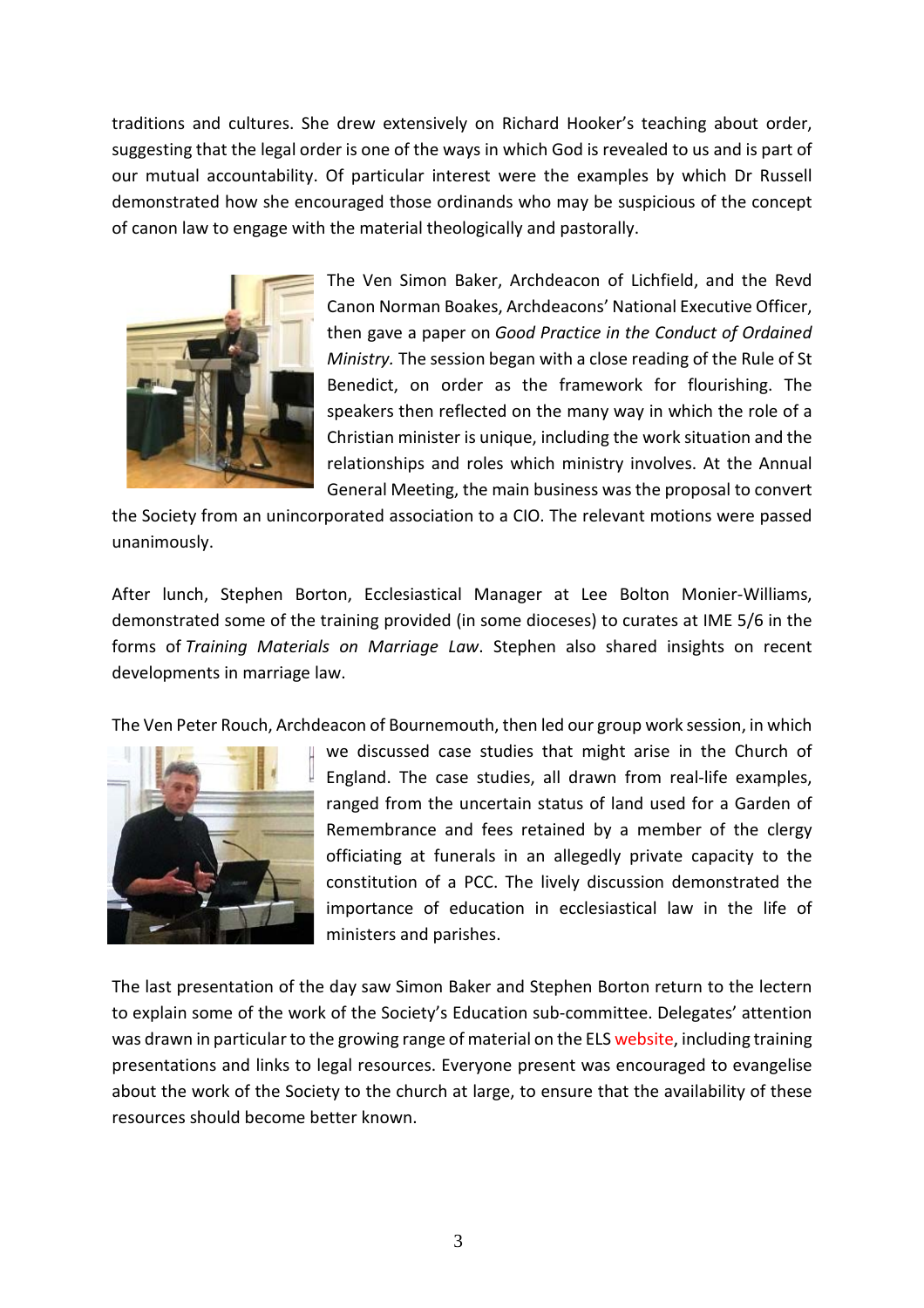traditions and cultures. She drew extensively on Richard Hooker's teaching about order, suggesting that the legal order is one of the ways in which God is revealed to us and is part of our mutual accountability. Of particular interest were the examples by which Dr Russell demonstrated how she encouraged those ordinands who may be suspicious of the concept of canon law to engage with the material theologically and pastorally.

The Ven Simon Baker, Archdeacon of Lichfield, and the Revd Canon Norman Boakes, Archdeacons' National Executive Officer, then gave a paper on *Good Practice in the Conduct of Ordained Ministry.* The session began with a close reading of the Rule of St Benedict, on order as the framework for flourishing. The speakers then reflected on the many way in which the role of a Christian minister is unique, including the work situation and the relationships and roles which ministry involves. At the Annual General Meeting, the main business was the proposal to convert the Society from an unincorporated association to a CIO. The relevant motions were passed unanimously.

After lunch, Stephen Borton, Ecclesiastical Manager at Lee Bolton Monier-Williams, demonstrated some of the training provided (in some dioceses) to curates at IME 5/6 in the forms of *Training Materials on Marriage Law*. Stephen also shared insights on recent developments in marriage law.

The Ven Peter Rouch, Archdeacon of Bournemouth, then led our group work session, in which we discussed case studies that might arise in the Church of England. The case studies, all drawn from real-life examples, ranged from the uncertain status of land used for a Garden of Remembrance and fees retained by a member of the clergy officiating at funerals in an allegedly private capacity to the constitution of a PCC. The lively discussion demonstrated the importance of education in ecclesiastical law in the life of ministers and parishes.

The last presentation of the day saw Simon Baker and Stephen Borton return to the lectern to explain some of the work of the Society's Education sub-committee. Delegates' attention was drawn in particular to the growing range of material on the ELS website, including training presentations and links to legal resources. Everyone present was encouraged to evangelise about the work of the Society to the church at large, to ensure that the availability of these resources should become better known.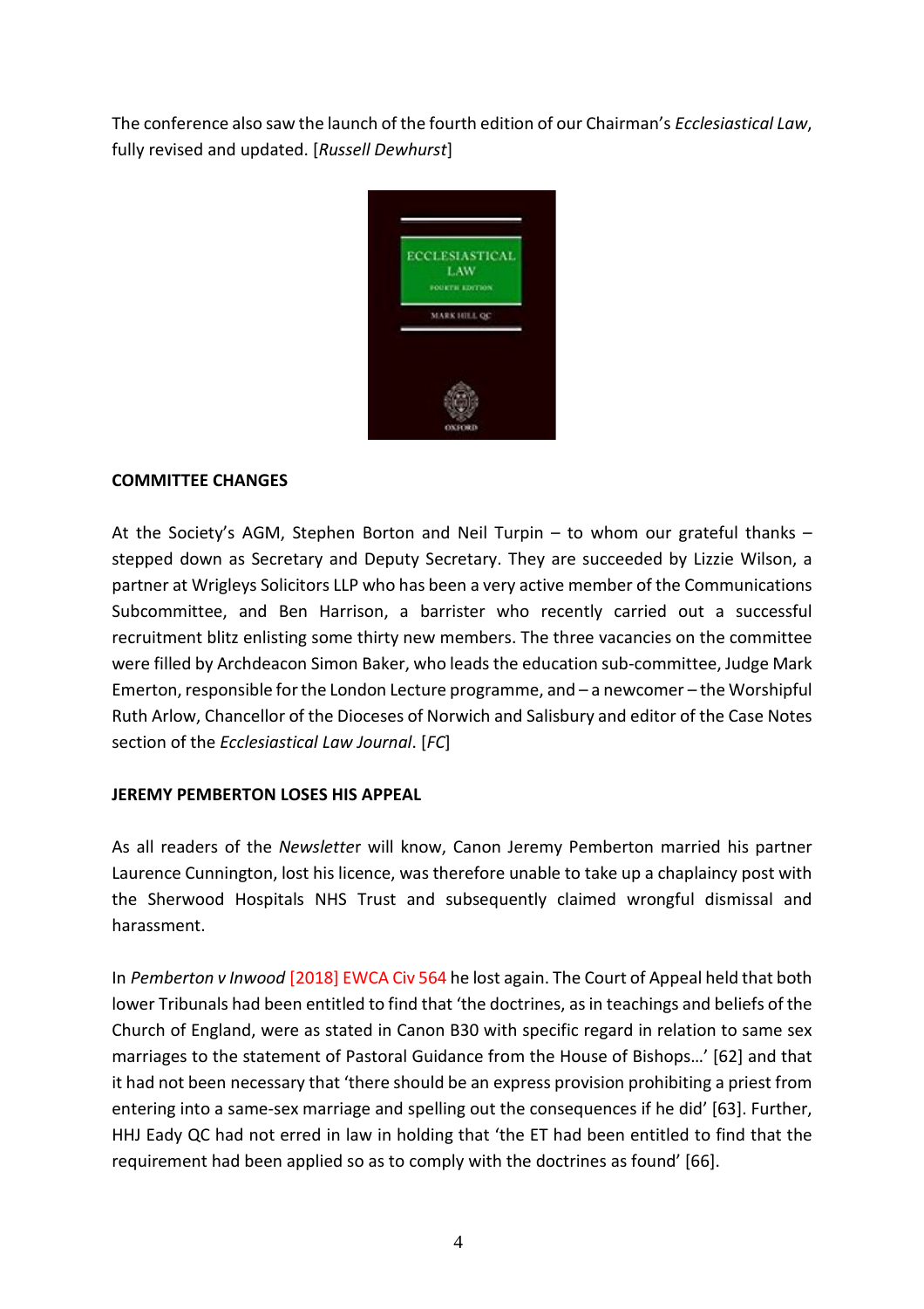The conference also saw the launch of the fourth edition of our Chairman's *Ecclesiastical Law*, fully revised and updated. [*Russell Dewhurst*]

**COMMITTEE CHANGES**

At the Society's AGM, Stephen Borton and Neil Turpin – to whom our grateful thanks – stepped down as Secretary and Deputy Secretary. They are succeeded by Lizzie Wilson, a partner at Wrigleys Solicitors LLP who has been a very active member of the Communications Subcommittee, and Ben Harrison, a barrister who recently carried out a successful recruitment blitz enlisting some thirty new members. The three vacancies on the committee were filled by Archdeacon Simon Baker, who leads the education sub-committee, Judge Mark Emerton, responsible for the London Lecture programme, and – a newcomer – the Worshipful Ruth Arlow, Chancellor of the Dioceses of Norwich and Salisbury and editor of the Case Notes section of the *Ecclesiastical Law Journal*. [*FC*]

**JEREMY PEMBERTON LOSES HIS APPEAL**

As all readers of the *Newsletter* will know, Canon Jeremy Pemberton married his partner Laurence Cunnington, lost his licence, was therefore unable to take up a chaplaincy post with the Sherwood Hospitals NHS Trust and subsequently claimed wrongful dismissal and harassment.

In *Pemberton v Inwood* [2018] EWCA Civ 564 he lost again. The Court of Appeal held that both lower Tribunals had been entitled to find that 'the doctrines, as in teachings and beliefs of the Church of England, were as stated in Canon B30 with specific regard in relation to same sex marriages to the statement of Pastoral Guidance from the House of Bishops…' [62] and that it had not been necessary that 'there should be an express provision prohibiting a priest from entering into a same-sex marriage and spelling out the consequences if he did' [63]. Further, HHJ Eady QC had not erred in law in holding that 'the ET had been entitled to find that the requirement had been applied so as to comply with the doctrines as found' [66].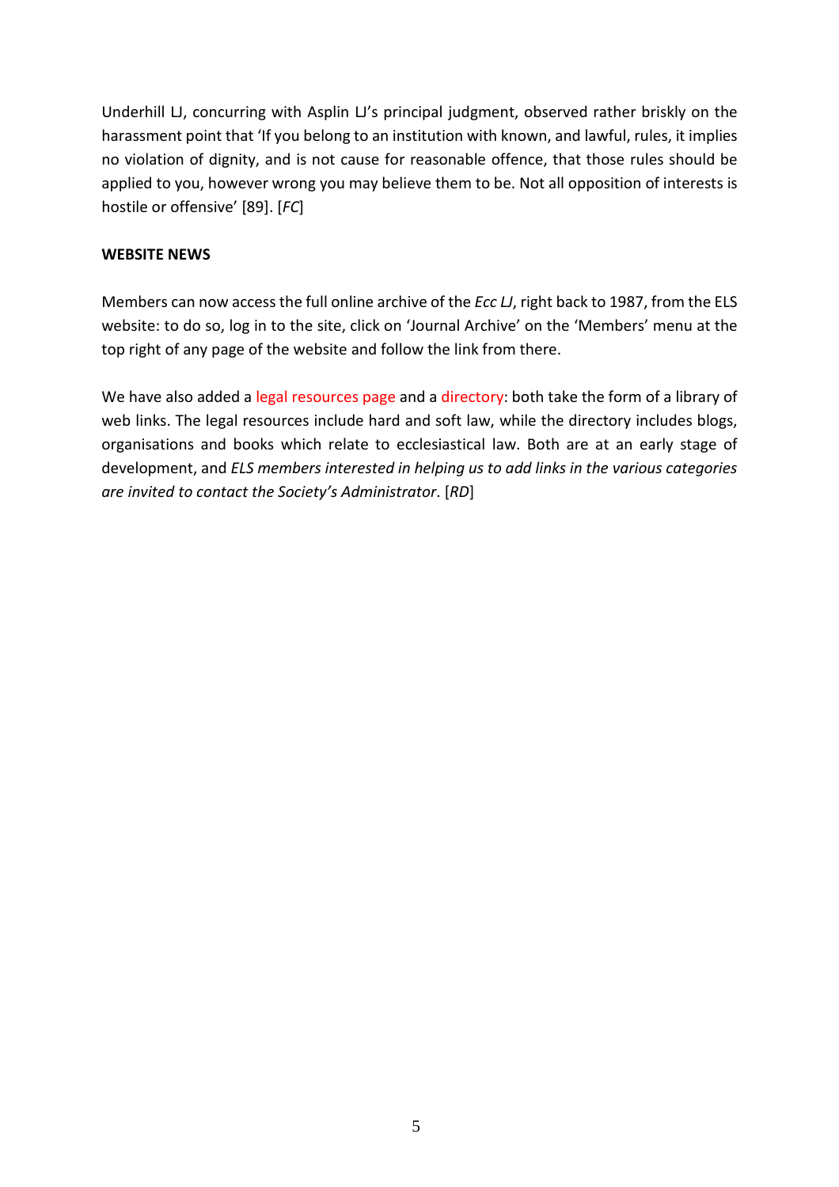Underhill LJ, concurring with Asplin LJ's principal judgment, observed rather briskly on the harassment point that 'If you belong to an institution with known, and lawful, rules, it implies no violation of dignity, and is not cause for reasonable offence, that those rules should be applied to you, however wrong you may believe them to be. Not all opposition of interests is hostile or offensive' [89]. [*FC*]

**WEBSITE NEWS**

Members can now access the full online archive of the *Ecc LJ*, right back to 1987, from the ELS website: to do so, log in to the site, click on 'Journal Archive' on the 'Members' menu at the top right of any page of the website and follow the link from there.

We have also added a legal resources page and a directory: both take the form of a library of web links. The legal resources include hard and soft law, while the directory includes blogs, organisations and books which relate to ecclesiastical law. Both are at an early stage of development, and *ELS members interested in helping us to add links in the various categories are invited to contact the Society's Administrator*. [*RD*]